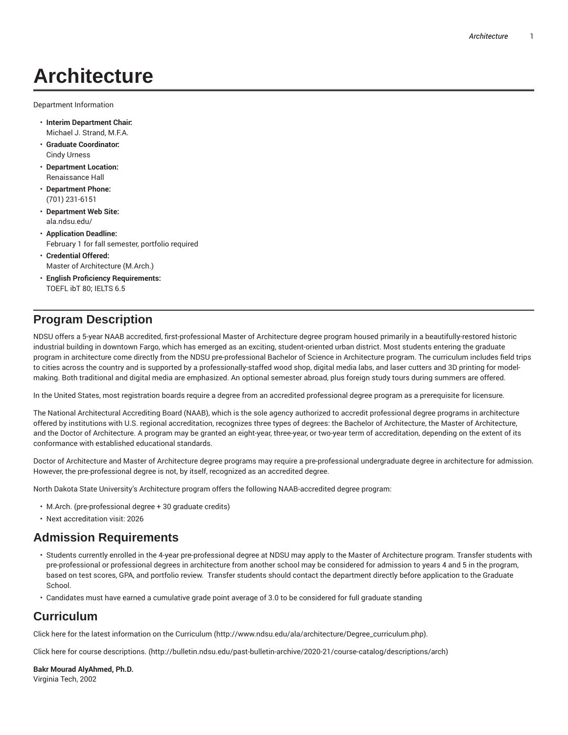# Architecture

Department Information

- **Interim Department Chair:**
  Michael J. Strand, M.F.A.
- **Graduate Coordinator:**
  Cindy Urness
- **Department Location:**
  Renaissance Hall
- **Department Phone:**
  (701) 231-6151
- **Department Web Site:**
  ala.ndsu.edu/
- **Application Deadline:**
  February 1 for fall semester, portfolio required
- **Credential Offered:**
  Master of Architecture (M.Arch.)
- **English Proficiency Requirements:**
  TOEFL ibT 80; IELTS 6.5

## Program Description

NDSU offers a 5-year NAAB accredited, first-professional Master of Architecture degree program housed primarily in a beautifully-restored historic industrial building in downtown Fargo, which has emerged as an exciting, student-oriented urban district. Most students entering the graduate program in architecture come directly from the NDSU pre-professional Bachelor of Science in Architecture program. The curriculum includes field trips to cities across the country and is supported by a professionally-staffed wood shop, digital media labs, and laser cutters and 3D printing for model-making. Both traditional and digital media are emphasized. An optional semester abroad, plus foreign study tours during summers are offered.

In the United States, most registration boards require a degree from an accredited professional degree program as a prerequisite for licensure.

The National Architectural Accrediting Board (NAAB), which is the sole agency authorized to accredit professional degree programs in architecture offered by institutions with U.S. regional accreditation, recognizes three types of degrees: the Bachelor of Architecture, the Master of Architecture, and the Doctor of Architecture. A program may be granted an eight-year, three-year, or two-year term of accreditation, depending on the extent of its conformance with established educational standards.

Doctor of Architecture and Master of Architecture degree programs may require a pre-professional undergraduate degree in architecture for admission. However, the pre-professional degree is not, by itself, recognized as an accredited degree.

North Dakota State University's Architecture program offers the following NAAB-accredited degree program:

- M.Arch. (pre-professional degree + 30 graduate credits)
- Next accreditation visit: 2026

## Admission Requirements

- Students currently enrolled in the 4-year pre-professional degree at NDSU may apply to the Master of Architecture program. Transfer students with pre-professional or professional degrees in architecture from another school may be considered for admission to years 4 and 5 in the program, based on test scores, GPA, and portfolio review. Transfer students should contact the department directly before application to the Graduate School.
- Candidates must have earned a cumulative grade point average of 3.0 to be considered for full graduate standing

## Curriculum

Click here for the latest information on the Curriculum (http://www.ndsu.edu/ala/architecture/Degree_curriculum.php).

Click here for course descriptions. (http://bulletin.ndsu.edu/past-bulletin-archive/2020-21/course-catalog/descriptions/arch)

**Bakr Mourad AlyAhmed, Ph.D.**
Virginia Tech, 2002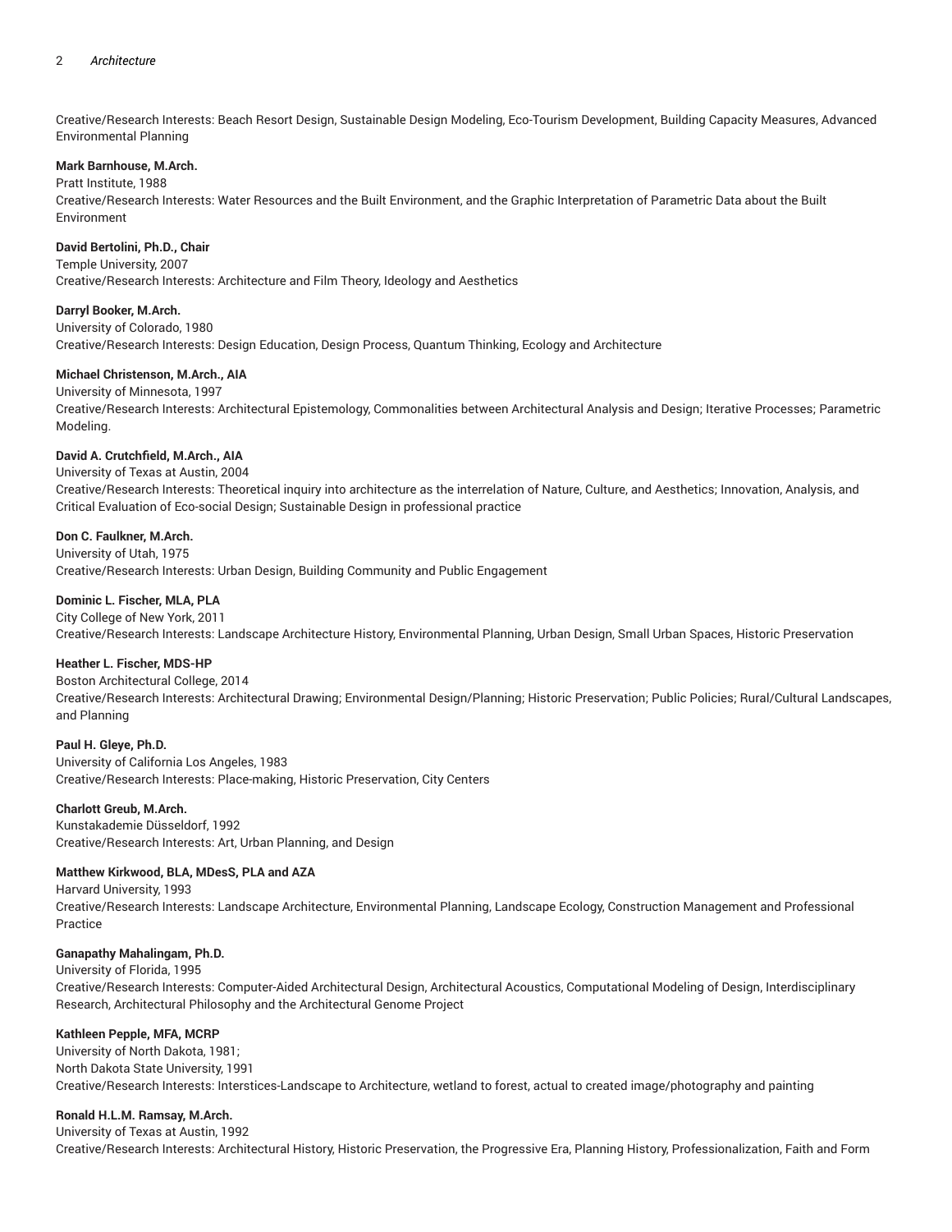Creative/Research Interests: Beach Resort Design, Sustainable Design Modeling, Eco-Tourism Development, Building Capacity Measures, Advanced Environmental Planning

**Mark Barnhouse, M.Arch.**
Pratt Institute, 1988
Creative/Research Interests: Water Resources and the Built Environment, and the Graphic Interpretation of Parametric Data about the Built Environment

**David Bertolini, Ph.D., Chair**
Temple University, 2007
Creative/Research Interests: Architecture and Film Theory, Ideology and Aesthetics

**Darryl Booker, M.Arch.**
University of Colorado, 1980
Creative/Research Interests: Design Education, Design Process, Quantum Thinking, Ecology and Architecture

**Michael Christenson, M.Arch., AIA**
University of Minnesota, 1997
Creative/Research Interests: Architectural Epistemology, Commonalities between Architectural Analysis and Design; Iterative Processes; Parametric Modeling.

**David A. Crutchfield, M.Arch., AIA**
University of Texas at Austin, 2004
Creative/Research Interests: Theoretical inquiry into architecture as the interrelation of Nature, Culture, and Aesthetics; Innovation, Analysis, and Critical Evaluation of Eco-social Design; Sustainable Design in professional practice

**Don C. Faulkner, M.Arch.**
University of Utah, 1975
Creative/Research Interests: Urban Design, Building Community and Public Engagement

**Dominic L. Fischer, MLA, PLA**
City College of New York, 2011
Creative/Research Interests: Landscape Architecture History, Environmental Planning, Urban Design, Small Urban Spaces, Historic Preservation

**Heather L. Fischer, MDS-HP**
Boston Architectural College, 2014
Creative/Research Interests: Architectural Drawing; Environmental Design/Planning; Historic Preservation; Public Policies; Rural/Cultural Landscapes, and Planning

**Paul H. Gleye, Ph.D.**
University of California Los Angeles, 1983
Creative/Research Interests: Place-making, Historic Preservation, City Centers

**Charlott Greub, M.Arch.**
Kunstakademie Düsseldorf, 1992
Creative/Research Interests: Art, Urban Planning, and Design

**Matthew Kirkwood, BLA, MDesS, PLA and AZA**
Harvard University, 1993
Creative/Research Interests: Landscape Architecture, Environmental Planning, Landscape Ecology, Construction Management and Professional Practice

**Ganapathy Mahalingam, Ph.D.**
University of Florida, 1995
Creative/Research Interests: Computer-Aided Architectural Design, Architectural Acoustics, Computational Modeling of Design, Interdisciplinary Research, Architectural Philosophy and the Architectural Genome Project

**Kathleen Pepple, MFA, MCRP**
University of North Dakota, 1981;
North Dakota State University, 1991
Creative/Research Interests: Interstices-Landscape to Architecture, wetland to forest, actual to created image/photography and painting

**Ronald H.L.M. Ramsay, M.Arch.**
University of Texas at Austin, 1992
Creative/Research Interests: Architectural History, Historic Preservation, the Progressive Era, Planning History, Professionalization, Faith and Form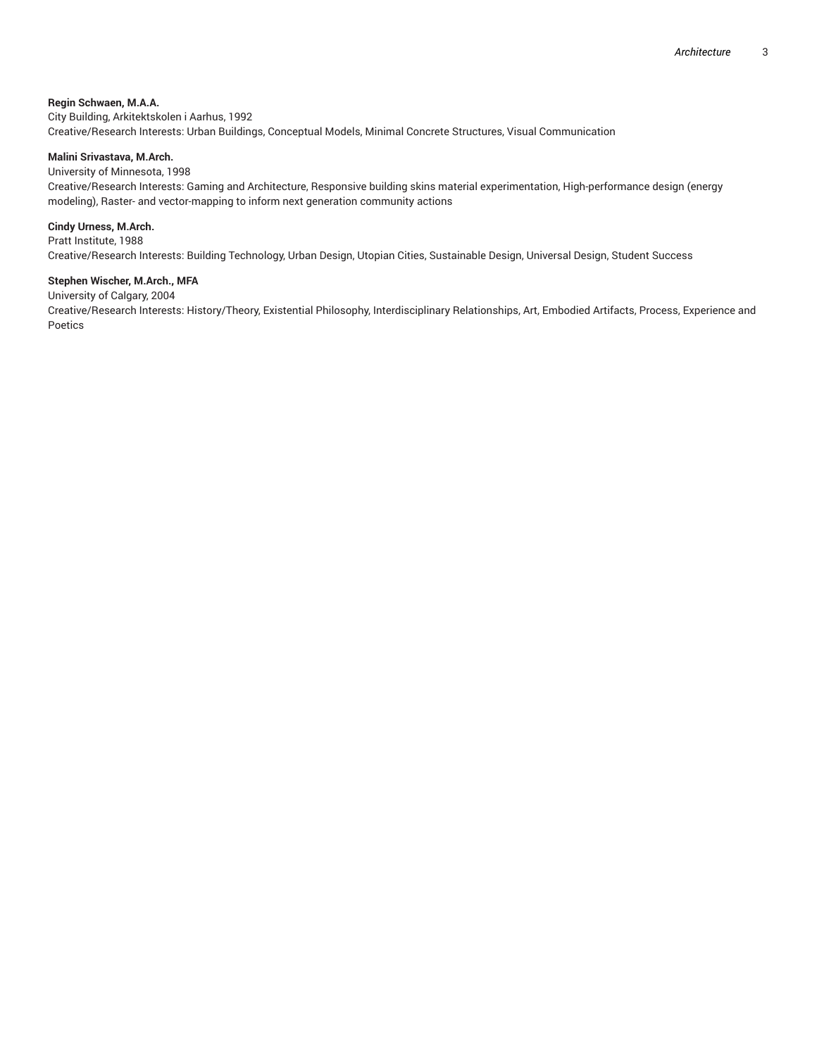**Regin Schwaen, M.A.A.**
City Building, Arkitektskolen i Aarhus, 1992
Creative/Research Interests: Urban Buildings, Conceptual Models, Minimal Concrete Structures, Visual Communication

**Malini Srivastava, M.Arch.**
University of Minnesota, 1998
Creative/Research Interests: Gaming and Architecture, Responsive building skins material experimentation, High-performance design (energy modeling), Raster- and vector-mapping to inform next generation community actions

**Cindy Urness, M.Arch.**
Pratt Institute, 1988
Creative/Research Interests: Building Technology, Urban Design, Utopian Cities, Sustainable Design, Universal Design, Student Success

**Stephen Wischer, M.Arch., MFA**
University of Calgary, 2004
Creative/Research Interests: History/Theory, Existential Philosophy, Interdisciplinary Relationships, Art, Embodied Artifacts, Process, Experience and Poetics